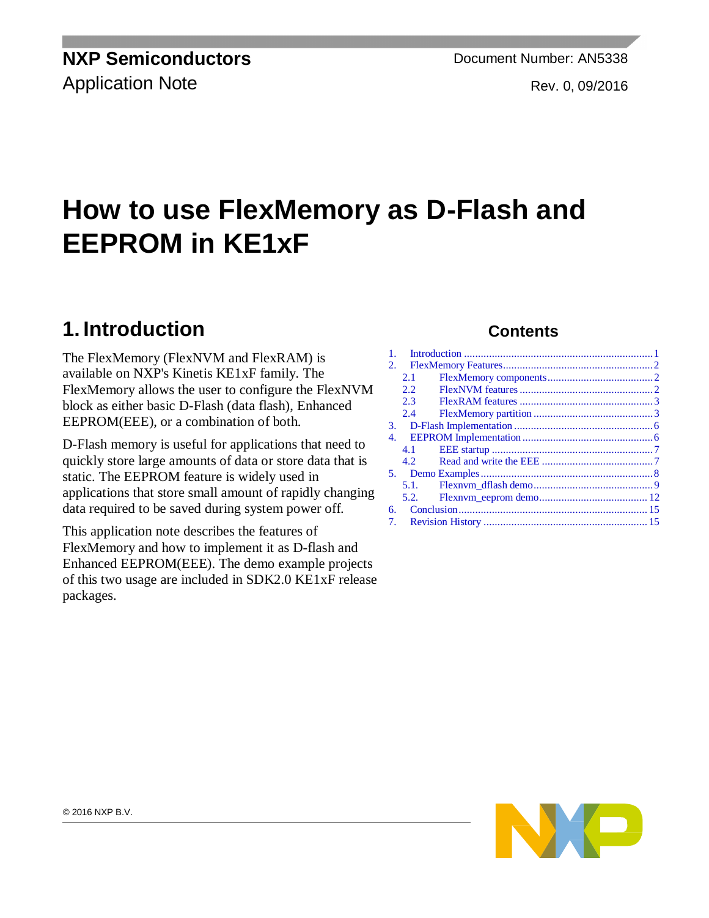NXP Semiconductors
Application Note

Document Number: AN5338
Rev. 0, 09/2016

# How to use FlexMemory as D-Flash and EEPROM in KE1xF

## Contents

1. Introduction ........ 1
2. FlexMemory Features ........ 2
   - 2.1 FlexMemory components ........ 2
   - 2.2 FlexNVM features ........ 2
   - 2.3 FlexRAM features ........ 3
   - 2.4 FlexMemory partition ........ 3
3. D-Flash Implementation ........ 6
4. EEPROM Implementation ........ 6
   - 4.1 EEE startup ........ 7
   - 4.2 Read and write the EEE ........ 7
5. Demo Examples ........ 8
   - 5.1. Flexnvm_dflash demo ........ 9
   - 5.2. Flexnvm_eeprom demo ........ 12
6. Conclusion ........ 15
7. Revision History ........ 15

## 1. Introduction

The FlexMemory (FlexNVM and FlexRAM) is available on NXP's Kinetis KE1xF family. The FlexMemory allows the user to configure the FlexNVM block as either basic D-Flash (data flash), Enhanced EEPROM(EEE), or a combination of both.

D-Flash memory is useful for applications that need to quickly store large amounts of data or store data that is static. The EEPROM feature is widely used in applications that store small amount of rapidly changing data required to be saved during system power off.

This application note describes the features of FlexMemory and how to implement it as D-flash and Enhanced EEPROM(EEE). The demo example projects of this two usage are included in SDK2.0 KE1xF release packages.

© 2016 NXP B.V.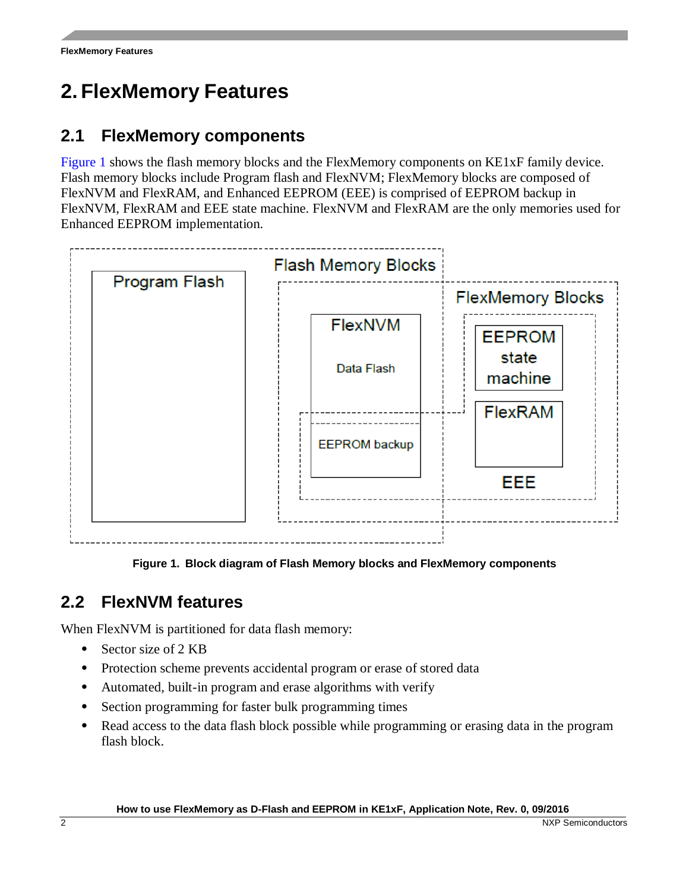# 2. FlexMemory Features

## 2.1 FlexMemory components

Figure 1 shows the flash memory blocks and the FlexMemory components on KE1xF family device. Flash memory blocks include Program flash and FlexNVM; FlexMemory blocks are composed of FlexNVM and FlexRAM, and Enhanced EEPROM (EEE) is comprised of EEPROM backup in FlexNVM, FlexRAM and EEE state machine. FlexNVM and FlexRAM are the only memories used for Enhanced EEPROM implementation.

**Figure 1. Block diagram of Flash Memory blocks and FlexMemory components**

## 2.2 FlexNVM features

When FlexNVM is partitioned for data flash memory:

- Sector size of 2 KB
- Protection scheme prevents accidental program or erase of stored data
- Automated, built-in program and erase algorithms with verify
- Section programming for faster bulk programming times
- Read access to the data flash block possible while programming or erasing data in the program flash block.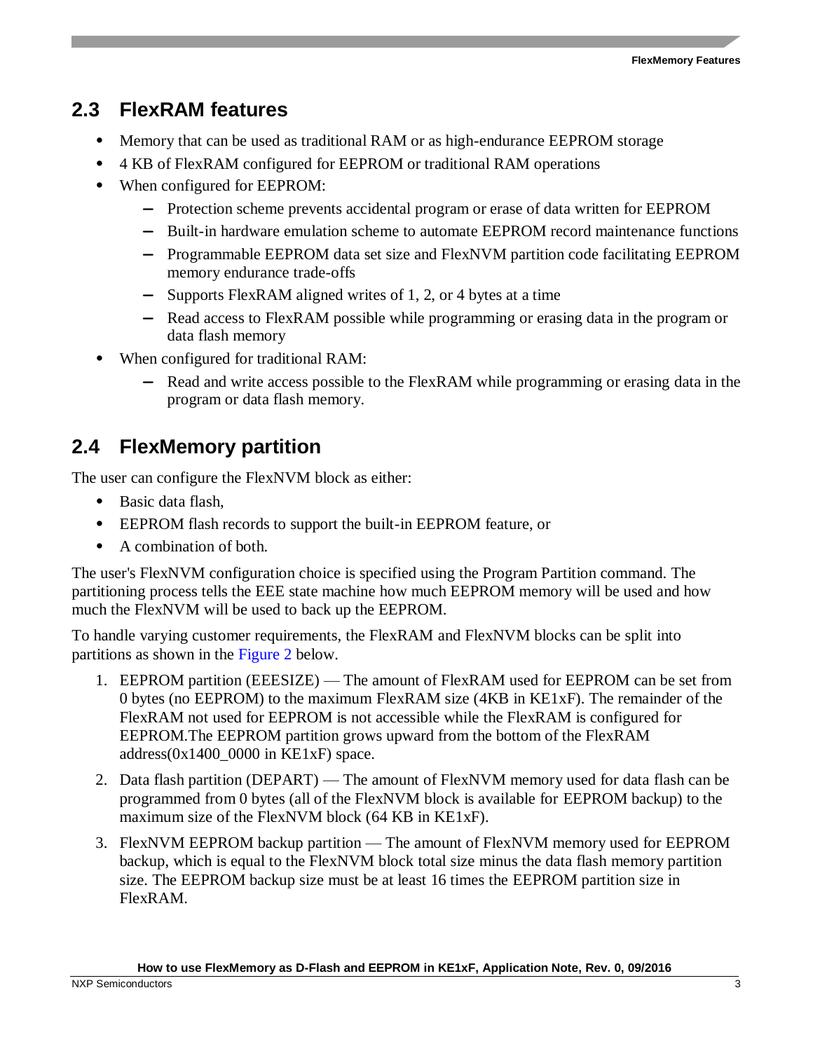## 2.3 FlexRAM features

- Memory that can be used as traditional RAM or as high-endurance EEPROM storage
- 4 KB of FlexRAM configured for EEPROM or traditional RAM operations
- When configured for EEPROM:
  - Protection scheme prevents accidental program or erase of data written for EEPROM
  - Built-in hardware emulation scheme to automate EEPROM record maintenance functions
  - Programmable EEPROM data set size and FlexNVM partition code facilitating EEPROM memory endurance trade-offs
  - Supports FlexRAM aligned writes of 1, 2, or 4 bytes at a time
  - Read access to FlexRAM possible while programming or erasing data in the program or data flash memory
- When configured for traditional RAM:
  - Read and write access possible to the FlexRAM while programming or erasing data in the program or data flash memory.

## 2.4 FlexMemory partition

The user can configure the FlexNVM block as either:

- Basic data flash,
- EEPROM flash records to support the built-in EEPROM feature, or
- A combination of both.

The user's FlexNVM configuration choice is specified using the Program Partition command. The partitioning process tells the EEE state machine how much EEPROM memory will be used and how much the FlexNVM will be used to back up the EEPROM.

To handle varying customer requirements, the FlexRAM and FlexNVM blocks can be split into partitions as shown in the Figure 2 below.

1. EEPROM partition (EEESIZE) — The amount of FlexRAM used for EEPROM can be set from 0 bytes (no EEPROM) to the maximum FlexRAM size (4KB in KE1xF). The remainder of the FlexRAM not used for EEPROM is not accessible while the FlexRAM is configured for EEPROM.The EEPROM partition grows upward from the bottom of the FlexRAM address(0x1400_0000 in KE1xF) space.
2. Data flash partition (DEPART) — The amount of FlexNVM memory used for data flash can be programmed from 0 bytes (all of the FlexNVM block is available for EEPROM backup) to the maximum size of the FlexNVM block (64 KB in KE1xF).
3. FlexNVM EEPROM backup partition — The amount of FlexNVM memory used for EEPROM backup, which is equal to the FlexNVM block total size minus the data flash memory partition size. The EEPROM backup size must be at least 16 times the EEPROM partition size in FlexRAM.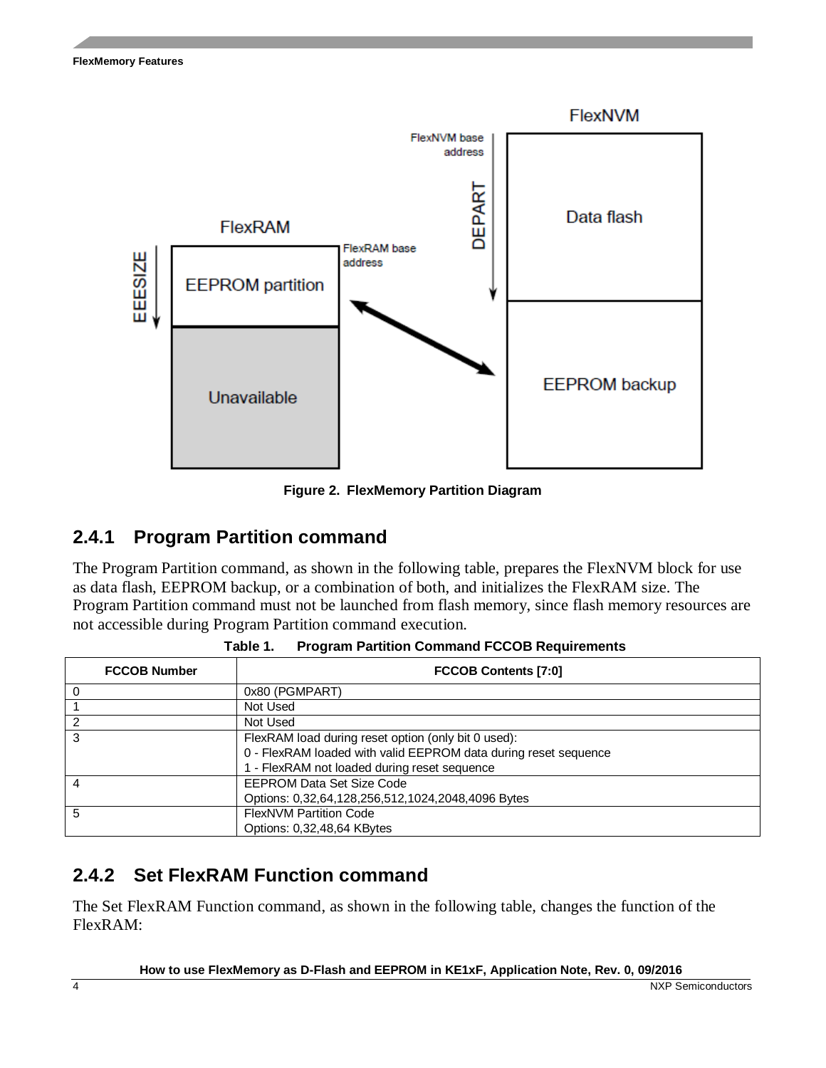Figure 2. FlexMemory Partition Diagram

### 2.4.1 Program Partition command

The Program Partition command, as shown in the following table, prepares the FlexNVM block for use as data flash, EEPROM backup, or a combination of both, and initializes the FlexRAM size. The Program Partition command must not be launched from flash memory, since flash memory resources are not accessible during Program Partition command execution.

**Table 1. Program Partition Command FCCOB Requirements**

| FCCOB Number | FCCOB Contents [7:0] |
| --- | --- |
| 0 | 0x80 (PGMPART) |
| 1 | Not Used |
| 2 | Not Used |
| 3 | FlexRAM load during reset option (only bit 0 used):<br>0 - FlexRAM loaded with valid EEPROM data during reset sequence<br>1 - FlexRAM not loaded during reset sequence |
| 4 | EEPROM Data Set Size Code<br>Options: 0,32,64,128,256,512,1024,2048,4096 Bytes |
| 5 | FlexNVM Partition Code<br>Options: 0,32,48,64 KBytes |

### 2.4.2 Set FlexRAM Function command

The Set FlexRAM Function command, as shown in the following table, changes the function of the FlexRAM: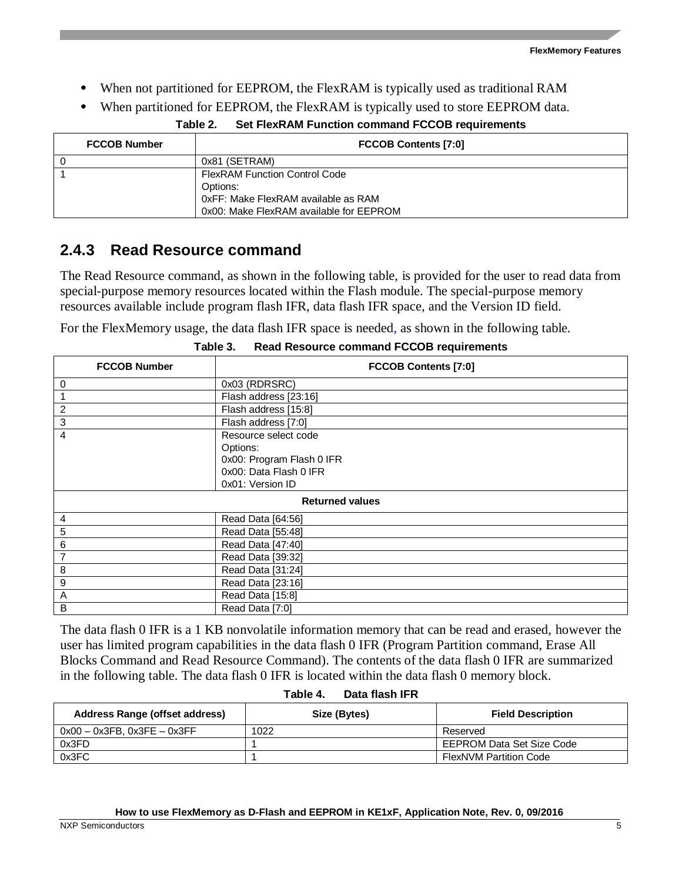- When not partitioned for EEPROM, the FlexRAM is typically used as traditional RAM
- When partitioned for EEPROM, the FlexRAM is typically used to store EEPROM data.

**Table 2. Set FlexRAM Function command FCCOB requirements**

| FCCOB Number | FCCOB Contents [7:0] |
|---|---|
| 0 | 0x81 (SETRAM) |
| 1 | FlexRAM Function Control Code<br>Options:<br>0xFF: Make FlexRAM available as RAM<br>0x00: Make FlexRAM available for EEPROM |

### 2.4.3 Read Resource command

The Read Resource command, as shown in the following table, is provided for the user to read data from special-purpose memory resources located within the Flash module. The special-purpose memory resources available include program flash IFR, data flash IFR space, and the Version ID field.

For the FlexMemory usage, the data flash IFR space is needed, as shown in the following table.

**Table 3. Read Resource command FCCOB requirements**

| FCCOB Number | FCCOB Contents [7:0] |
|---|---|
| 0 | 0x03 (RDRSRC) |
| 1 | Flash address [23:16] |
| 2 | Flash address [15:8] |
| 3 | Flash address [7:0] |
| 4 | Resource select code<br>Options:<br>0x00: Program Flash 0 IFR<br>0x00: Data Flash 0 IFR<br>0x01: Version ID |
| **Returned values** | |
| 4 | Read Data [64:56] |
| 5 | Read Data [55:48] |
| 6 | Read Data [47:40] |
| 7 | Read Data [39:32] |
| 8 | Read Data [31:24] |
| 9 | Read Data [23:16] |
| A | Read Data [15:8] |
| B | Read Data [7:0] |

The data flash 0 IFR is a 1 KB nonvolatile information memory that can be read and erased, however the user has limited program capabilities in the data flash 0 IFR (Program Partition command, Erase All Blocks Command and Read Resource Command). The contents of the data flash 0 IFR are summarized in the following table. The data flash 0 IFR is located within the data flash 0 memory block.

**Table 4. Data flash IFR**

| Address Range (offset address) | Size (Bytes) | Field Description |
|---|---|---|
| 0x00 – 0x3FB, 0x3FE – 0x3FF | 1022 | Reserved |
| 0x3FD | 1 | EEPROM Data Set Size Code |
| 0x3FC | 1 | FlexNVM Partition Code |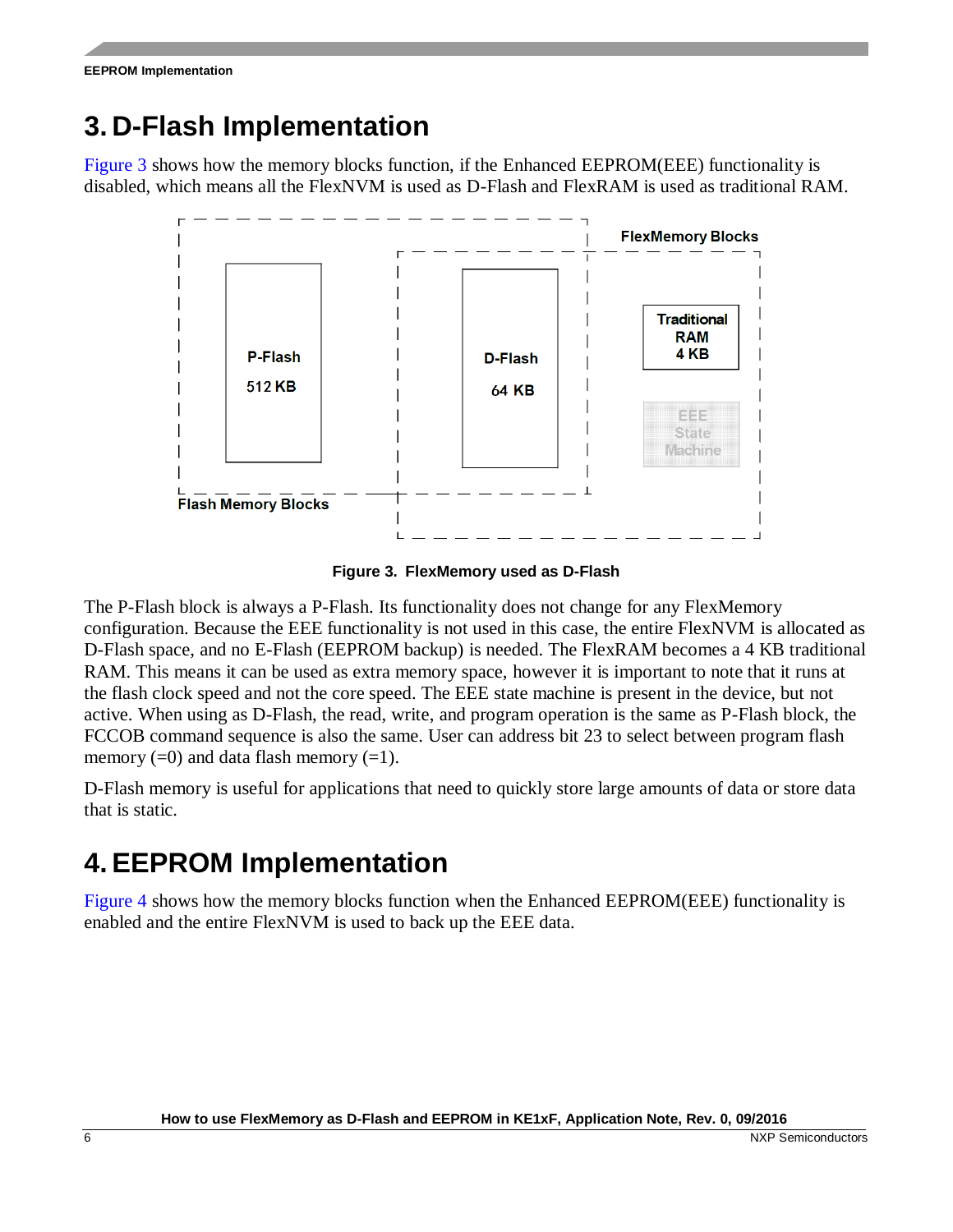# 3. D-Flash Implementation

Figure 3 shows how the memory blocks function, if the Enhanced EEPROM(EEE) functionality is disabled, which means all the FlexNVM is used as D-Flash and FlexRAM is used as traditional RAM.

Figure 3. FlexMemory used as D-Flash

The P-Flash block is always a P-Flash. Its functionality does not change for any FlexMemory configuration. Because the EEE functionality is not used in this case, the entire FlexNVM is allocated as D-Flash space, and no E-Flash (EEPROM backup) is needed. The FlexRAM becomes a 4 KB traditional RAM. This means it can be used as extra memory space, however it is important to note that it runs at the flash clock speed and not the core speed. The EEE state machine is present in the device, but not active. When using as D-Flash, the read, write, and program operation is the same as P-Flash block, the FCCOB command sequence is also the same. User can address bit 23 to select between program flash memory (=0) and data flash memory (=1).

D-Flash memory is useful for applications that need to quickly store large amounts of data or store data that is static.

# 4. EEPROM Implementation

Figure 4 shows how the memory blocks function when the Enhanced EEPROM(EEE) functionality is enabled and the entire FlexNVM is used to back up the EEE data.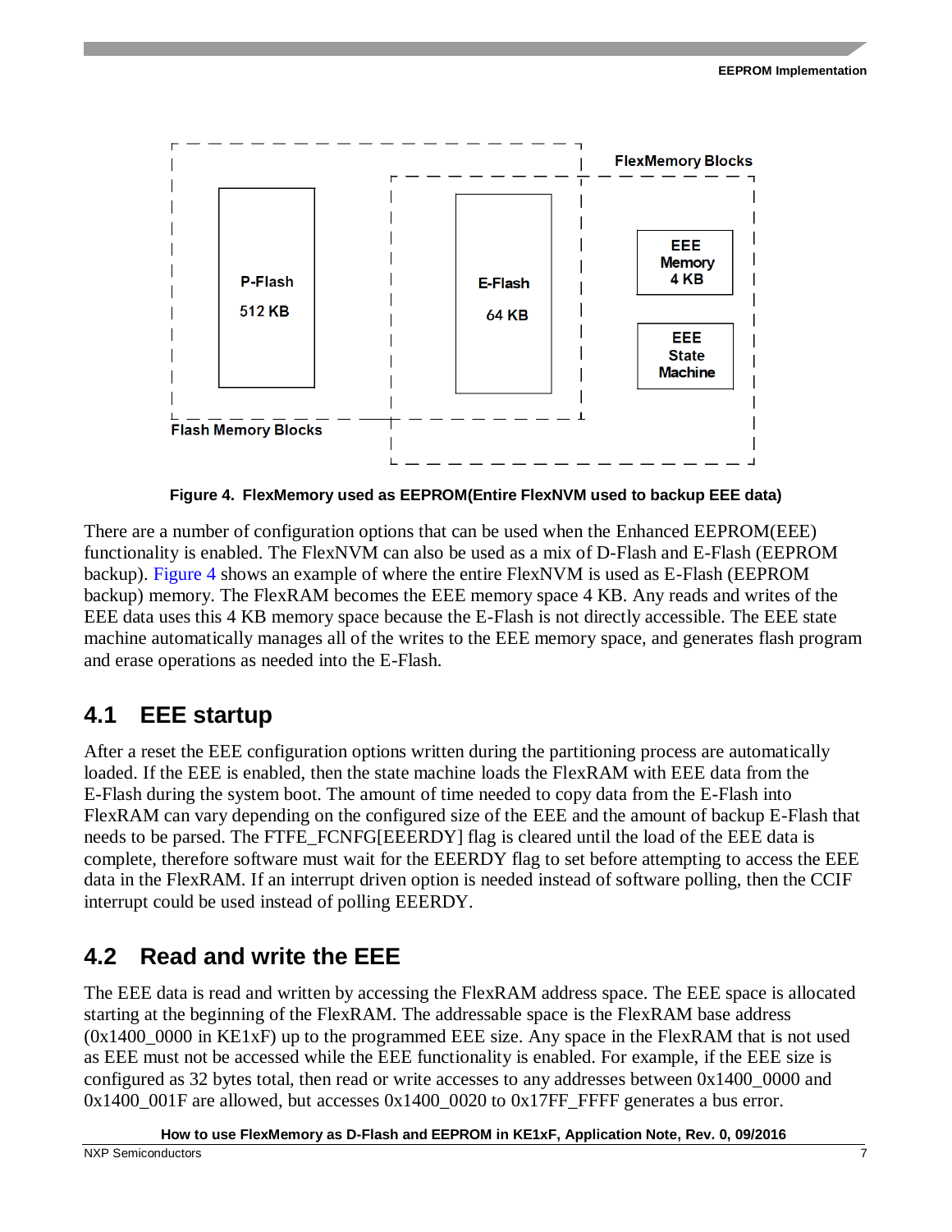Figure 4. FlexMemory used as EEPROM(Entire FlexNVM used to backup EEE data)

There are a number of configuration options that can be used when the Enhanced EEPROM(EEE) functionality is enabled. The FlexNVM can also be used as a mix of D-Flash and E-Flash (EEPROM backup). Figure 4 shows an example of where the entire FlexNVM is used as E-Flash (EEPROM backup) memory. The FlexRAM becomes the EEE memory space 4 KB. Any reads and writes of the EEE data uses this 4 KB memory space because the E-Flash is not directly accessible. The EEE state machine automatically manages all of the writes to the EEE memory space, and generates flash program and erase operations as needed into the E-Flash.

## 4.1 EEE startup

After a reset the EEE configuration options written during the partitioning process are automatically loaded. If the EEE is enabled, then the state machine loads the FlexRAM with EEE data from the E-Flash during the system boot. The amount of time needed to copy data from the E-Flash into FlexRAM can vary depending on the configured size of the EEE and the amount of backup E-Flash that needs to be parsed. The FTFE_FCNFG[EEERDY] flag is cleared until the load of the EEE data is complete, therefore software must wait for the EEERDY flag to set before attempting to access the EEE data in the FlexRAM. If an interrupt driven option is needed instead of software polling, then the CCIF interrupt could be used instead of polling EEERDY.

## 4.2 Read and write the EEE

The EEE data is read and written by accessing the FlexRAM address space. The EEE space is allocated starting at the beginning of the FlexRAM. The addressable space is the FlexRAM base address (0x1400_0000 in KE1xF) up to the programmed EEE size. Any space in the FlexRAM that is not used as EEE must not be accessed while the EEE functionality is enabled. For example, if the EEE size is configured as 32 bytes total, then read or write accesses to any addresses between 0x1400_0000 and 0x1400_001F are allowed, but accesses 0x1400_0020 to 0x17FF_FFFF generates a bus error.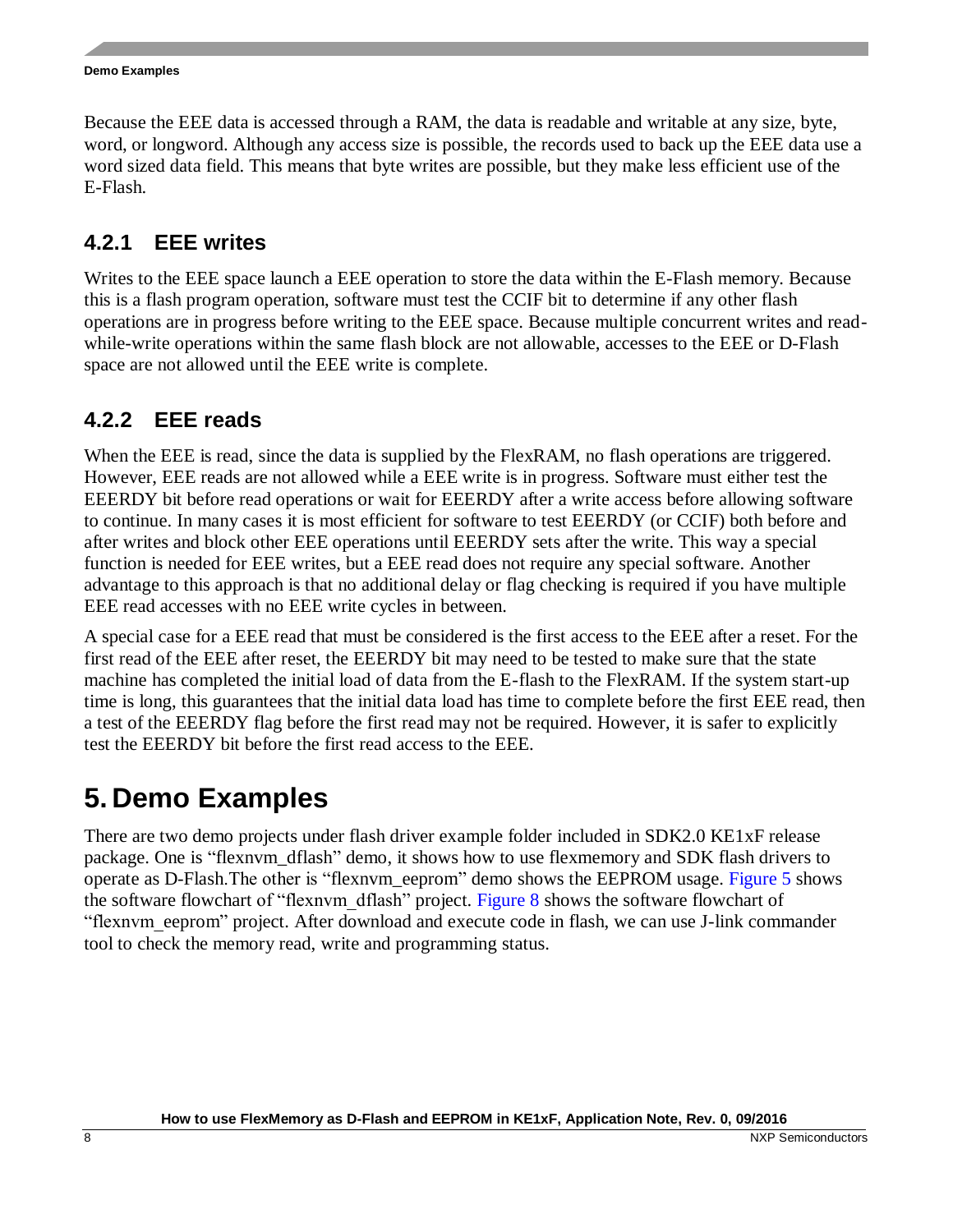Because the EEE data is accessed through a RAM, the data is readable and writable at any size, byte, word, or longword. Although any access size is possible, the records used to back up the EEE data use a word sized data field. This means that byte writes are possible, but they make less efficient use of the E-Flash.

### 4.2.1 EEE writes

Writes to the EEE space launch a EEE operation to store the data within the E-Flash memory. Because this is a flash program operation, software must test the CCIF bit to determine if any other flash operations are in progress before writing to the EEE space. Because multiple concurrent writes and read-while-write operations within the same flash block are not allowable, accesses to the EEE or D-Flash space are not allowed until the EEE write is complete.

### 4.2.2 EEE reads

When the EEE is read, since the data is supplied by the FlexRAM, no flash operations are triggered. However, EEE reads are not allowed while a EEE write is in progress. Software must either test the EEERDY bit before read operations or wait for EEERDY after a write access before allowing software to continue. In many cases it is most efficient for software to test EEERDY (or CCIF) both before and after writes and block other EEE operations until EEERDY sets after the write. This way a special function is needed for EEE writes, but a EEE read does not require any special software. Another advantage to this approach is that no additional delay or flag checking is required if you have multiple EEE read accesses with no EEE write cycles in between.

A special case for a EEE read that must be considered is the first access to the EEE after a reset. For the first read of the EEE after reset, the EEERDY bit may need to be tested to make sure that the state machine has completed the initial load of data from the E-flash to the FlexRAM. If the system start-up time is long, this guarantees that the initial data load has time to complete before the first EEE read, then a test of the EEERDY flag before the first read may not be required. However, it is safer to explicitly test the EEERDY bit before the first read access to the EEE.

# 5. Demo Examples

There are two demo projects under flash driver example folder included in SDK2.0 KE1xF release package. One is "flexnvm_dflash" demo, it shows how to use flexmemory and SDK flash drivers to operate as D-Flash.The other is "flexnvm_eeprom" demo shows the EEPROM usage. Figure 5 shows the software flowchart of "flexnvm_dflash" project. Figure 8 shows the software flowchart of "flexnvm_eeprom" project. After download and execute code in flash, we can use J-link commander tool to check the memory read, write and programming status.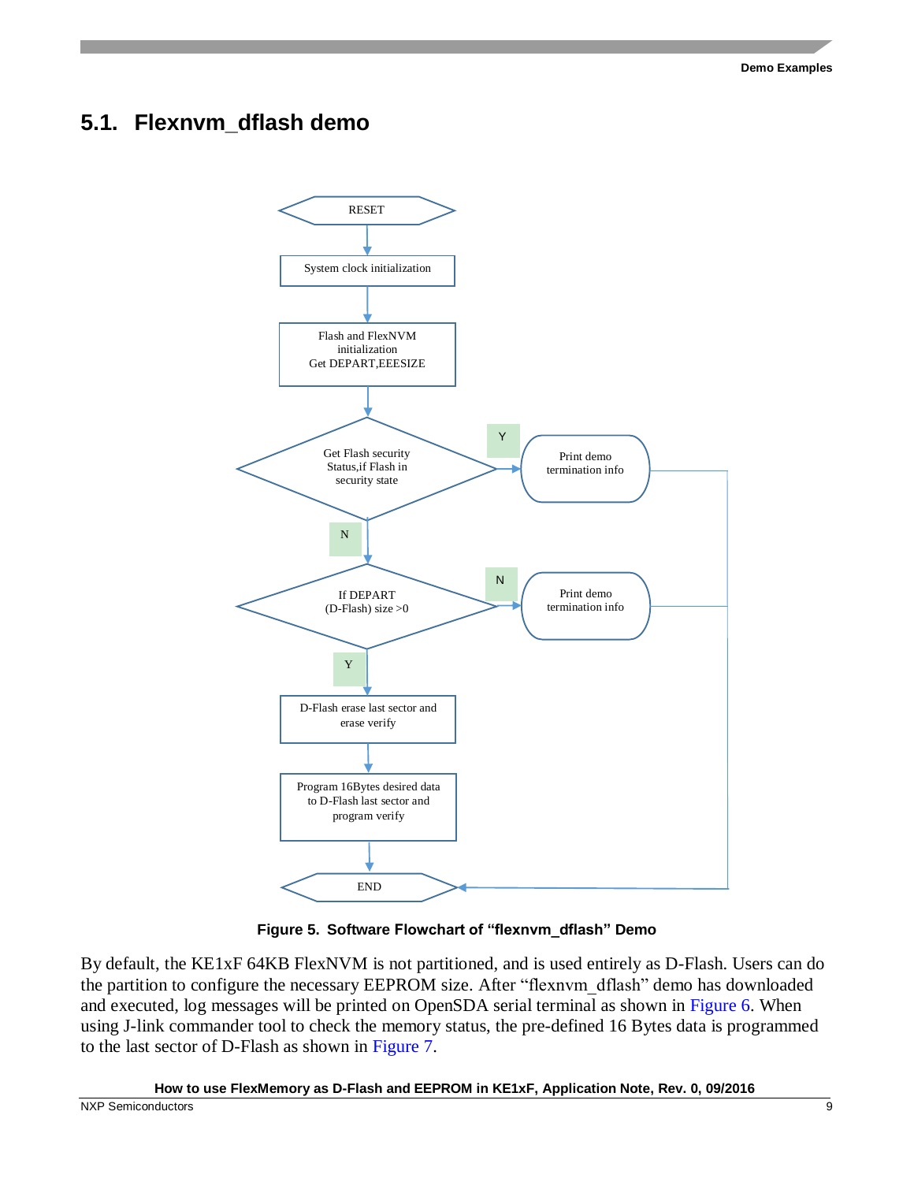## 5.1. Flexnvm_dflash demo

Figure 5. Software Flowchart of "flexnvm_dflash" Demo

By default, the KE1xF 64KB FlexNVM is not partitioned, and is used entirely as D-Flash. Users can do the partition to configure the necessary EEPROM size. After "flexnvm_dflash" demo has downloaded and executed, log messages will be printed on OpenSDA serial terminal as shown in Figure 6. When using J-link commander tool to check the memory status, the pre-defined 16 Bytes data is programmed to the last sector of D-Flash as shown in Figure 7.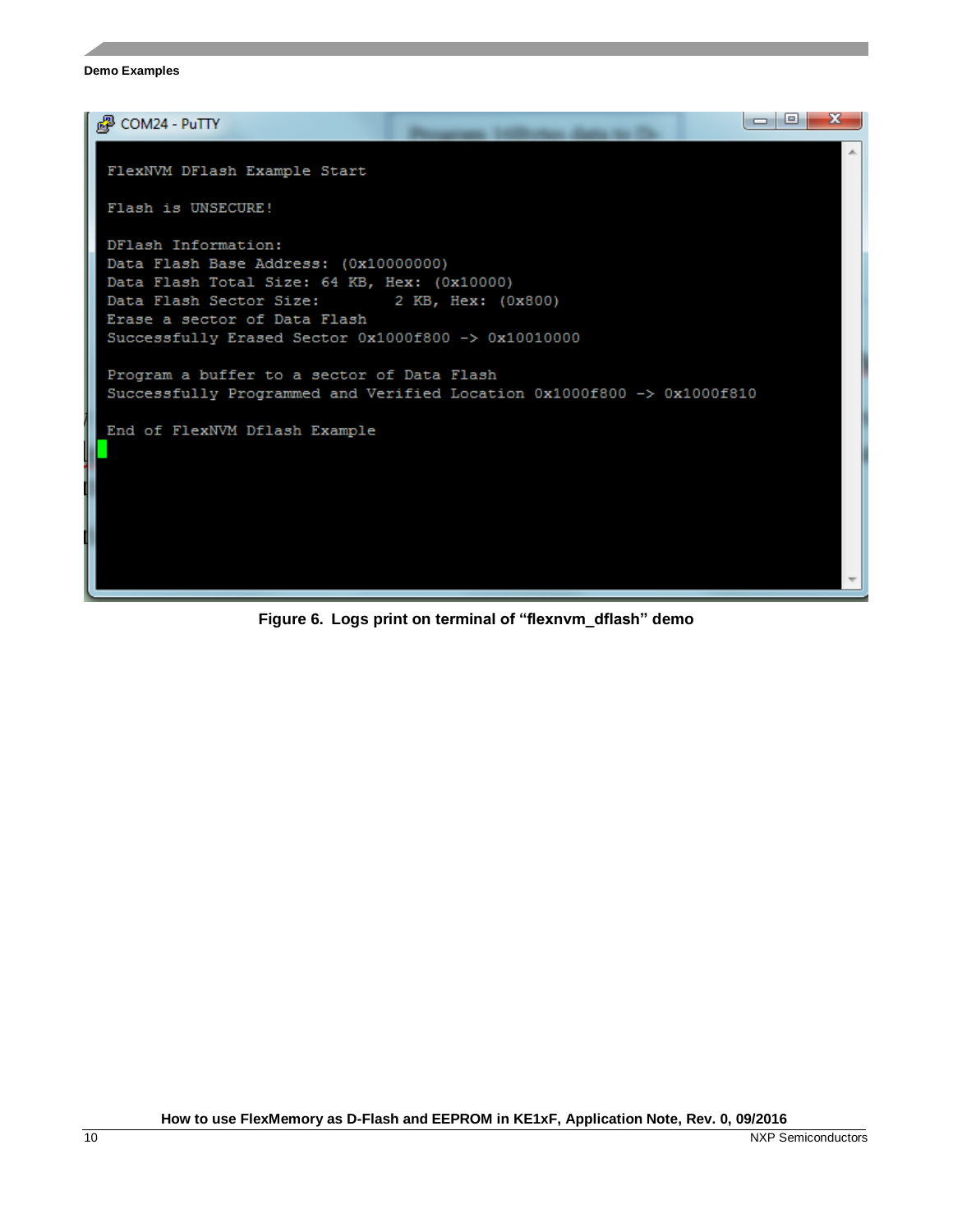```
FlexNVM DFlash Example Start

Flash is UNSECURE!

DFlash Information:
Data Flash Base Address: (0x10000000)
Data Flash Total Size: 64 KB, Hex: (0x10000)
Data Flash Sector Size:        2 KB, Hex: (0x800)
Erase a sector of Data Flash
Successfully Erased Sector 0x1000f800 -> 0x10010000

Program a buffer to a sector of Data Flash
Successfully Programmed and Verified Location 0x1000f800 -> 0x1000f810

End of FlexNVM Dflash Example
```

**Figure 6. Logs print on terminal of "flexnvm_dflash" demo**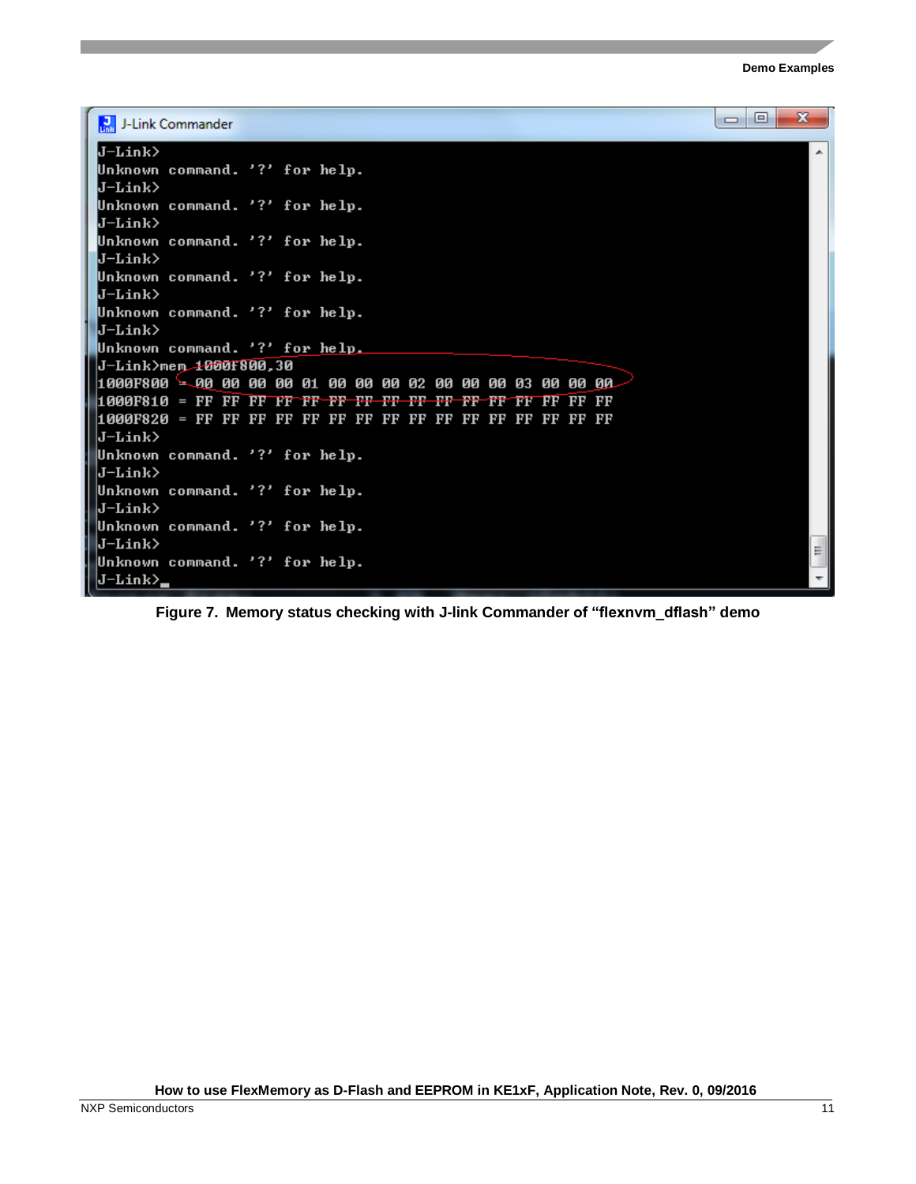```
J-Link>
Unknown command. '?' for help.
J-Link>
Unknown command. '?' for help.
J-Link>
Unknown command. '?' for help.
J-Link>
Unknown command. '?' for help.
J-Link>
Unknown command. '?' for help.
J-Link>
Unknown command. '?' for help.
J-Link>mem 1000F800,30
1000F800 = 00 00 00 00 01 00 00 00 02 00 00 00 03 00 00 00
1000F810 = FF FF FF FF FF FF FF FF FF FF FF FF FF FF FF FF
1000F820 = FF FF FF FF FF FF FF FF FF FF FF FF FF FF FF FF
J-Link>
Unknown command. '?' for help.
J-Link>
Unknown command. '?' for help.
J-Link>
Unknown command. '?' for help.
J-Link>
Unknown command. '?' for help.
J-Link>_
```

**Figure 7. Memory status checking with J-link Commander of "flexnvm_dflash" demo**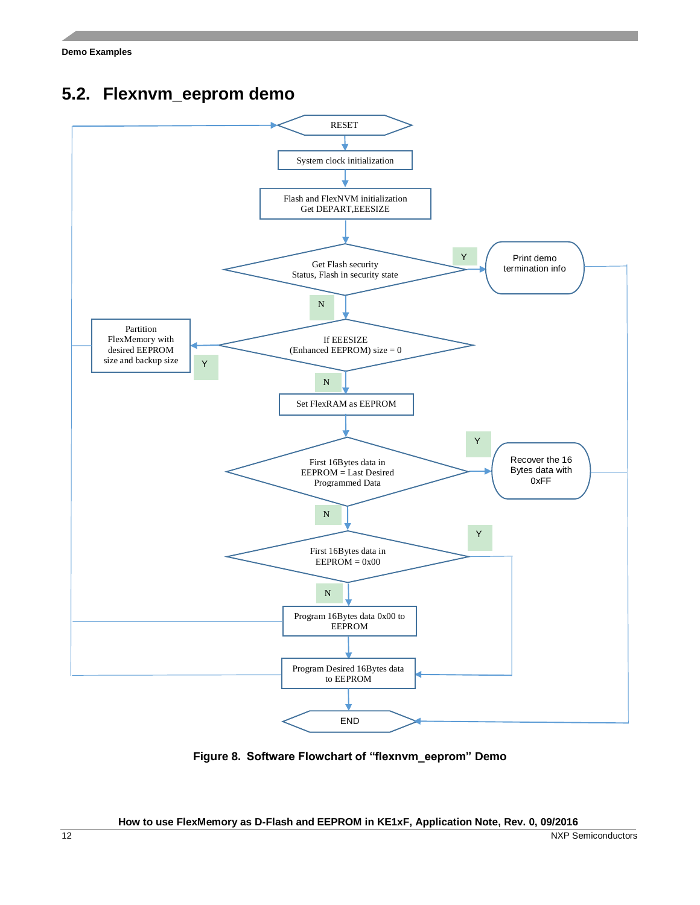## 5.2. Flexnvm_eeprom demo

```
RESET
  |
System clock initialization
  |
Flash and FlexNVM initialization
Get DEPART,EEESIZE
  |
Get Flash security Status, Flash in security state? --Y--> Print demo termination info --> END
  | N
If EEESIZE (Enhanced EEPROM) size = 0? --Y--> Partition FlexMemory with desired EEPROM size and backup size --> RESET
  | N
Set FlexRAM as EEPROM
  |
First 16Bytes data in EEPROM = Last Desired Programmed Data? --Y--> Recover the 16 Bytes data with 0xFF --> END
  | N
First 16Bytes data in EEPROM = 0x00? --Y--> Program Desired 16Bytes data to EEPROM
  | N
Program 16Bytes data 0x00 to EEPROM --> RESET
  |
Program Desired 16Bytes data to EEPROM --> RESET
  |
END
```

**Figure 8. Software Flowchart of "flexnvm_eeprom" Demo**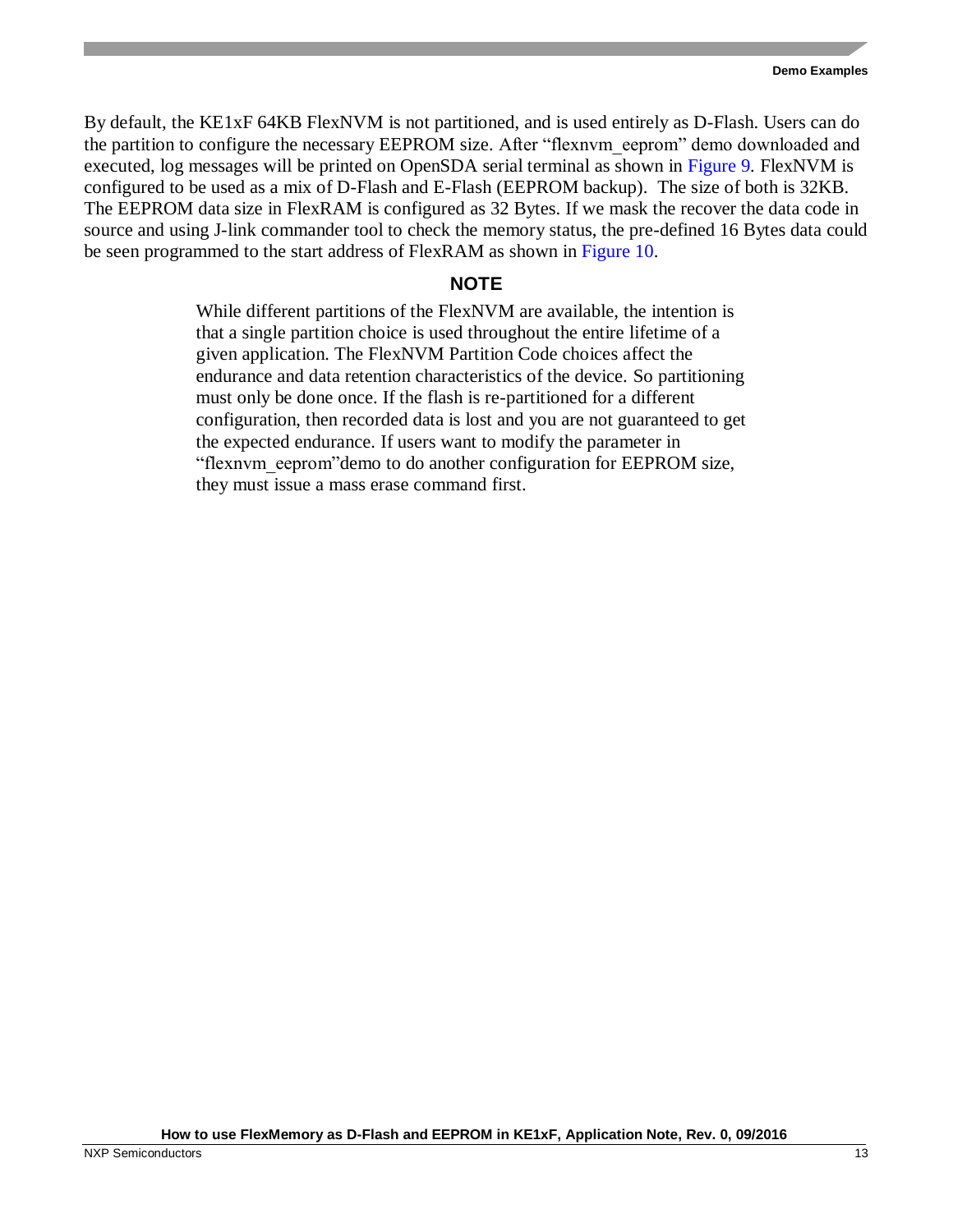By default, the KE1xF 64KB FlexNVM is not partitioned, and is used entirely as D-Flash. Users can do the partition to configure the necessary EEPROM size. After "flexnvm_eeprom" demo downloaded and executed, log messages will be printed on OpenSDA serial terminal as shown in Figure 9. FlexNVM is configured to be used as a mix of D-Flash and E-Flash (EEPROM backup). The size of both is 32KB. The EEPROM data size in FlexRAM is configured as 32 Bytes. If we mask the recover the data code in source and using J-link commander tool to check the memory status, the pre-defined 16 Bytes data could be seen programmed to the start address of FlexRAM as shown in Figure 10.

**NOTE**

While different partitions of the FlexNVM are available, the intention is that a single partition choice is used throughout the entire lifetime of a given application. The FlexNVM Partition Code choices affect the endurance and data retention characteristics of the device. So partitioning must only be done once. If the flash is re-partitioned for a different configuration, then recorded data is lost and you are not guaranteed to get the expected endurance. If users want to modify the parameter in "flexnvm_eeprom"demo to do another configuration for EEPROM size, they must issue a mass erase command first.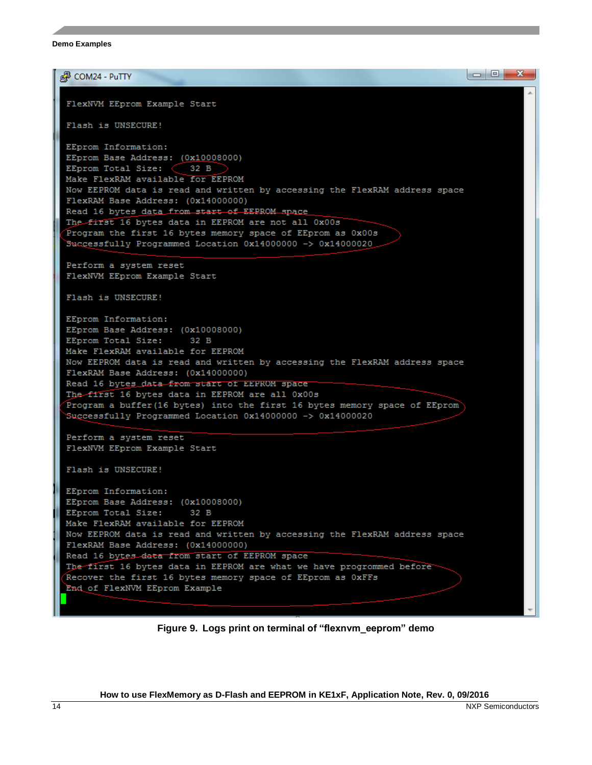```
FlexNVM EEprom Example Start

Flash is UNSECURE!

EEprom Information:
EEprom Base Address: (0x10008000)
EEprom Total Size:     32 B
Make FlexRAM available for EEPROM
Now EEPROM data is read and written by accessing the FlexRAM address space
FlexRAM Base Address: (0x14000000)
Read 16 bytes data from start of EEPROM space
The first 16 bytes data in EEPROM are not all 0x00s
Program the first 16 bytes memory space of EEprom as 0x00s
Successfully Programmed Location 0x14000000 -> 0x14000020

Perform a system reset
FlexNVM EEprom Example Start

Flash is UNSECURE!

EEprom Information:
EEprom Base Address: (0x10008000)
EEprom Total Size:     32 B
Make FlexRAM available for EEPROM
Now EEPROM data is read and written by accessing the FlexRAM address space
FlexRAM Base Address: (0x14000000)
Read 16 bytes data from start of EEPROM space
The first 16 bytes data in EEPROM are all 0x00s
Program a buffer(16 bytes) into the first 16 bytes memory space of EEprom
Successfully Programmed Location 0x14000000 -> 0x14000020

Perform a system reset
FlexNVM EEprom Example Start

Flash is UNSECURE!

EEprom Information:
EEprom Base Address: (0x10008000)
EEprom Total Size:     32 B
Make FlexRAM available for EEPROM
Now EEPROM data is read and written by accessing the FlexRAM address space
FlexRAM Base Address: (0x14000000)
Read 16 bytes data from start of EEPROM space
The first 16 bytes data in EEPROM are what we have progrommed before
Recover the first 16 bytes memory space of EEprom as 0xFFs
End of FlexNVM EEprom Example
```

**Figure 9. Logs print on terminal of "flexnvm_eeprom" demo**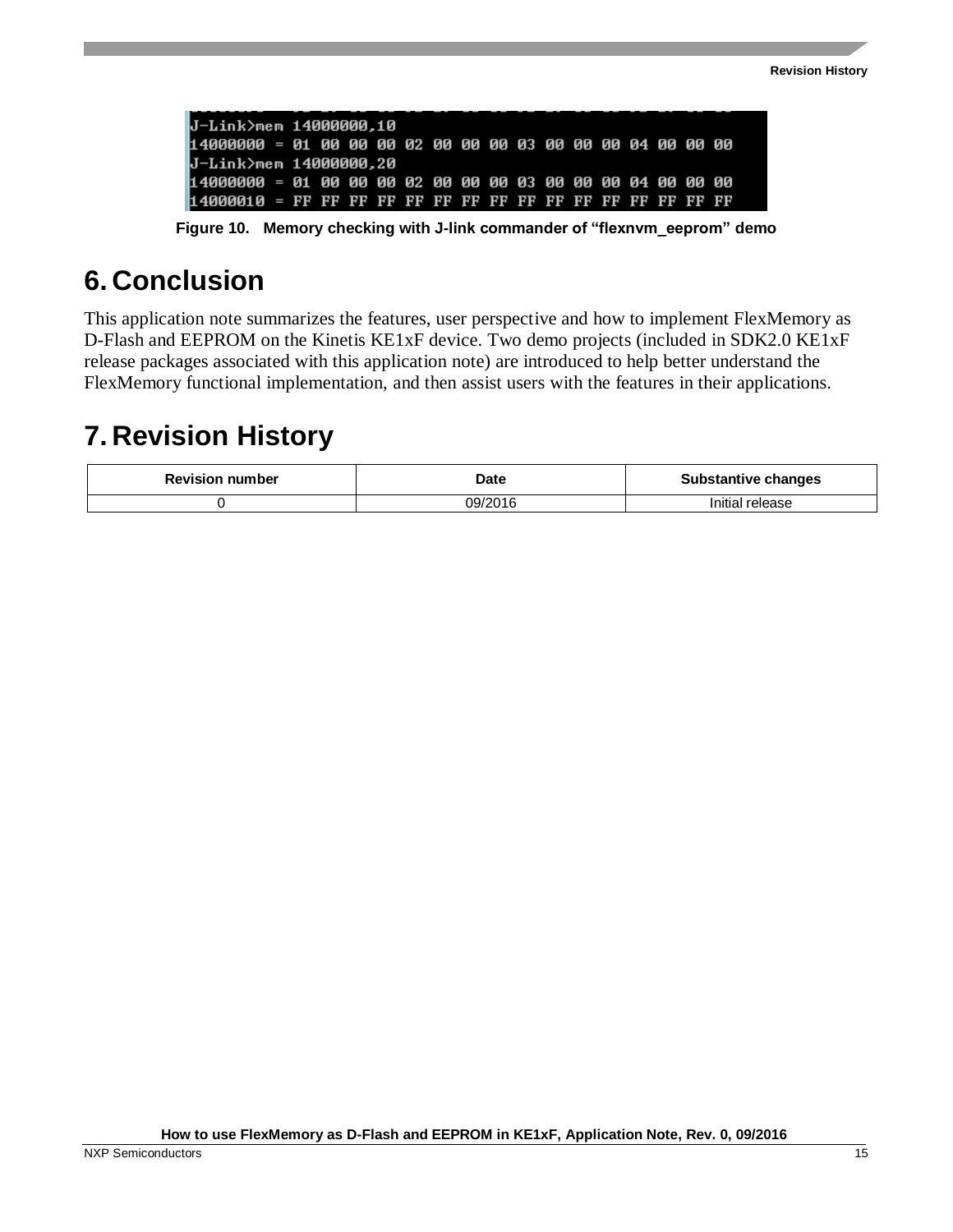```
J-Link>mem 14000000,10
14000000 = 01 00 00 00 02 00 00 00 03 00 00 00 04 00 00 00
J-Link>mem 14000000,20
14000000 = 01 00 00 00 02 00 00 00 03 00 00 00 04 00 00 00
14000010 = FF FF FF FF FF FF FF FF FF FF FF FF FF FF FF FF
```

**Figure 10. Memory checking with J-link commander of "flexnvm_eeprom" demo**

# 6. Conclusion

This application note summarizes the features, user perspective and how to implement FlexMemory as D-Flash and EEPROM on the Kinetis KE1xF device. Two demo projects (included in SDK2.0 KE1xF release packages associated with this application note) are introduced to help better understand the FlexMemory functional implementation, and then assist users with the features in their applications.

# 7. Revision History

| Revision number | Date | Substantive changes |
| --- | --- | --- |
| 0 | 09/2016 | Initial release |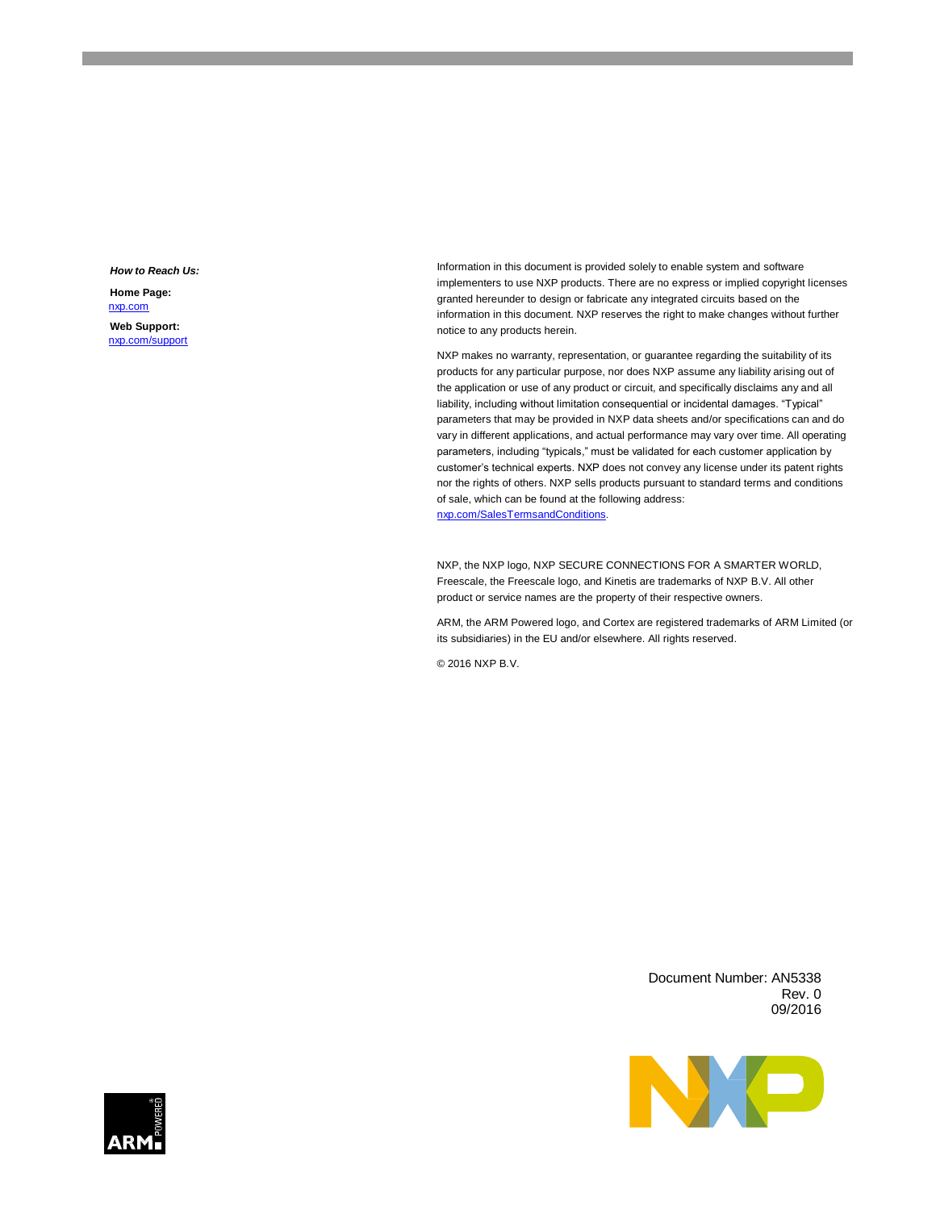***How to Reach Us:***

**Home Page:**
nxp.com

**Web Support:**
nxp.com/support

Information in this document is provided solely to enable system and software implementers to use NXP products. There are no express or implied copyright licenses granted hereunder to design or fabricate any integrated circuits based on the information in this document. NXP reserves the right to make changes without further notice to any products herein.

NXP makes no warranty, representation, or guarantee regarding the suitability of its products for any particular purpose, nor does NXP assume any liability arising out of the application or use of any product or circuit, and specifically disclaims any and all liability, including without limitation consequential or incidental damages. "Typical" parameters that may be provided in NXP data sheets and/or specifications can and do vary in different applications, and actual performance may vary over time. All operating parameters, including "typicals," must be validated for each customer application by customer's technical experts. NXP does not convey any license under its patent rights nor the rights of others. NXP sells products pursuant to standard terms and conditions of sale, which can be found at the following address: nxp.com/SalesTermsandConditions.

NXP, the NXP logo, NXP SECURE CONNECTIONS FOR A SMARTER WORLD, Freescale, the Freescale logo, and Kinetis are trademarks of NXP B.V. All other product or service names are the property of their respective owners.

ARM, the ARM Powered logo, and Cortex are registered trademarks of ARM Limited (or its subsidiaries) in the EU and/or elsewhere. All rights reserved.

© 2016 NXP B.V.

Document Number: AN5338
Rev. 0
09/2016